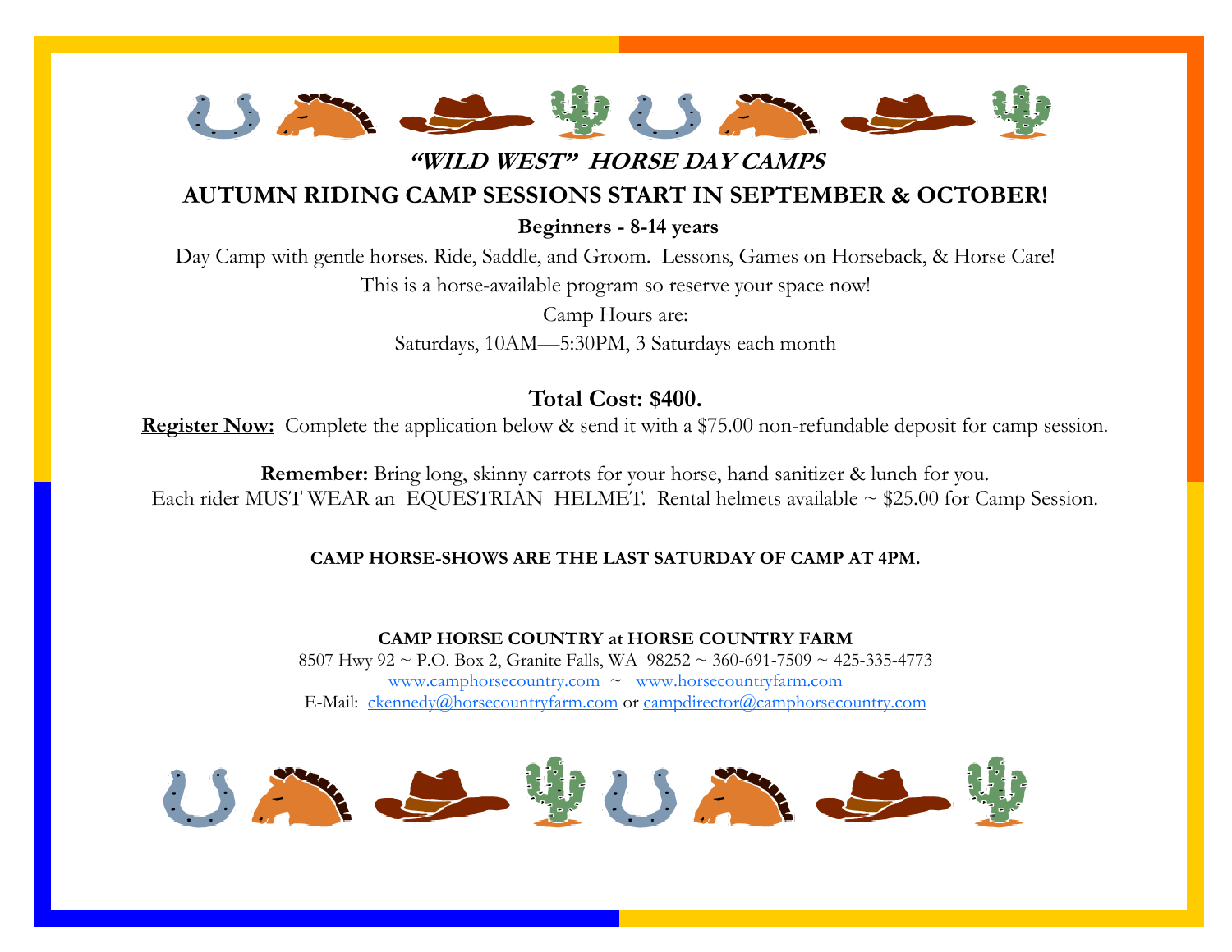# *“WILD WEST” HORSE DAY CAMPS*

## AUTUMN RIDING CAMP SESSIONS START IN SEPTEMBER & OCTOBER!

**Beginners - 8-14 years**

Day Camp with gentle horses. Ride, Saddle, and Groom. Lessons, Games on Horseback, & Horse Care!

This is a horse-available program so reserve your space now!

Camp Hours are:

Saturdays, 10AM—5:30PM, 3 Saturdays each month

**Total Cost: $400.**

**Register Now:** Complete the application below & send it with a $75.00 non-refundable deposit for camp session.

**Remember:** Bring long, skinny carrots for your horse, hand sanitizer & lunch for you.
Each rider MUST WEAR an EQUESTRIAN HELMET. Rental helmets available ~ $25.00 for Camp Session.

**CAMP HORSE-SHOWS ARE THE LAST SATURDAY OF CAMP AT 4PM.**

**CAMP HORSE COUNTRY at HORSE COUNTRY FARM**

8507 Hwy 92 ~ P.O. Box 2, Granite Falls, WA 98252 ~ 360-691-7509 ~ 425-335-4773

www.camphorsecountry.com ~ www.horsecountryfarm.com

E-Mail: ckennedy@horsecountryfarm.com or campdirector@camphorsecountry.com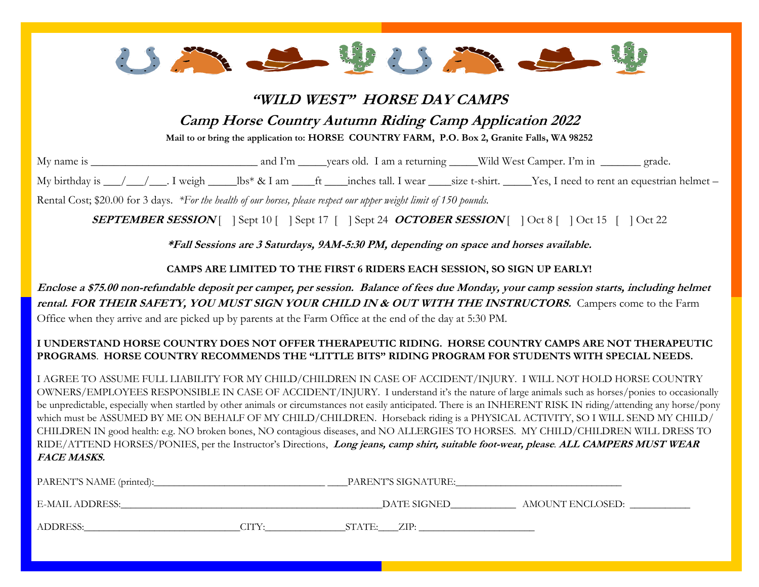# ***"WILD WEST" HORSE DAY CAMPS***

## ***Camp Horse Country Autumn Riding Camp Application 2022***

**Mail to or bring the application to: HORSE COUNTRY FARM, P.O. Box 2, Granite Falls, WA 98252**

My name is ______________________________ and I'm _____years old. I am a returning _____Wild West Camper. I'm in _______ grade.

My birthday is ___/___/___. I weigh _____lbs* & I am ____ft ____inches tall. I wear ____size t-shirt. _____Yes, I need to rent an equestrian helmet – Rental Cost; $20.00 for 3 days. *\*For the health of our horses, please respect our upper weight limit of 150 pounds.*

***SEPTEMBER SESSION*** [ ] Sept 10 [ ] Sept 17 [ ] Sept 24 ***OCTOBER SESSION*** [ ] Oct 8 [ ] Oct 15 [ ] Oct 22

***\*Fall Sessions are 3 Saturdays, 9AM-5:30 PM, depending on space and horses available.***

**CAMPS ARE LIMITED TO THE FIRST 6 RIDERS EACH SESSION, SO SIGN UP EARLY!**

***Enclose a $75.00 non-refundable deposit per camper, per session. Balance of fees due Monday, your camp session starts, including helmet rental. FOR THEIR SAFETY, YOU MUST SIGN YOUR CHILD IN & OUT WITH THE INSTRUCTORS.*** Campers come to the Farm Office when they arrive and are picked up by parents at the Farm Office at the end of the day at 5:30 PM.

**I UNDERSTAND HORSE COUNTRY DOES NOT OFFER THERAPEUTIC RIDING. HORSE COUNTRY CAMPS ARE NOT THERAPEUTIC PROGRAMS. HORSE COUNTRY RECOMMENDS THE "LITTLE BITS" RIDING PROGRAM FOR STUDENTS WITH SPECIAL NEEDS.**

I AGREE TO ASSUME FULL LIABILITY FOR MY CHILD/CHILDREN IN CASE OF ACCIDENT/INJURY. I WILL NOT HOLD HORSE COUNTRY OWNERS/EMPLOYEES RESPONSIBLE IN CASE OF ACCIDENT/INJURY. I understand it's the nature of large animals such as horses/ponies to occasionally be unpredictable, especially when startled by other animals or circumstances not easily anticipated. There is an INHERENT RISK IN riding/attending any horse/pony which must be ASSUMED BY ME ON BEHALF OF MY CHILD/CHILDREN. Horseback riding is a PHYSICAL ACTIVITY, SO I WILL SEND MY CHILD/ CHILDREN IN good health: e.g. NO broken bones, NO contagious diseases, and NO ALLERGIES TO HORSES. MY CHILD/CHILDREN WILL DRESS TO RIDE/ATTEND HORSES/PONIES, per the Instructor's Directions, ***Long jeans, camp shirt, suitable foot-wear, please. ALL CAMPERS MUST WEAR FACE MASKS.***

PARENT'S NAME (printed):________________________________ ____PARENT'S SIGNATURE:________________________________

E-MAIL ADDRESS:__________________________________________________DATE SIGNED____________ AMOUNT ENCLOSED: ___________

ADDRESS:______________________________CITY:_______________STATE:____ZIP: ______________________